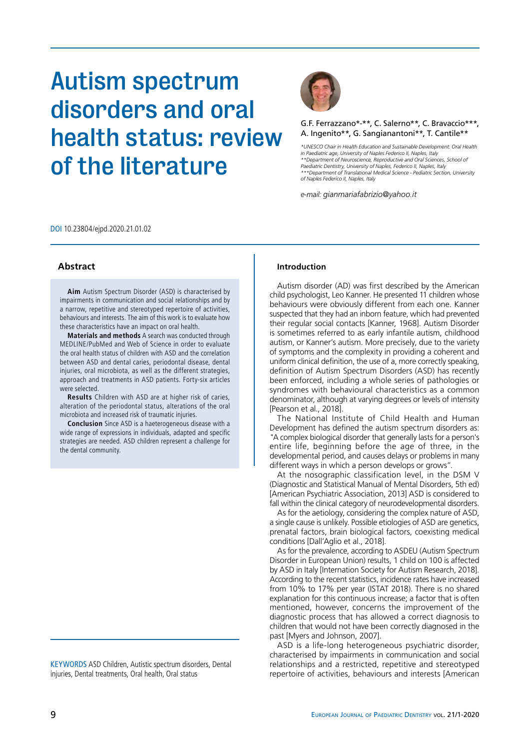# Autism spectrum disorders and oral health status: review of the literature

G.F. Ferrazzano*-**, C. Salerno**, C. Bravaccio***, A. Ingenito**, G. Sangianantoni**, T. Cantile**

*UNESCO Chair in Health Education and Sustainable Development: Oral Health in Paediatric age, University of Naples Federico II, Naples, Italy
**Department of Neuroscience, Reproductive and Oral Sciences, School of Paediatric Dentistry, University of Naples, Federico II, Naples, Italy
***Department of Translational Medical Science - Pediatric Section, University of Naples Federico II, Naples, Italy

e-mail: *gianmariafabrizio@yahoo.it*

DOI 10.23804/ejpd.2020.21.01.02

## Abstract

**Aim** Autism Spectrum Disorder (ASD) is characterised by impairments in communication and social relationships and by a narrow, repetitive and stereotyped repertoire of activities, behaviours and interests. The aim of this work is to evaluate how these characteristics have an impact on oral health.

**Materials and methods** A search was conducted through MEDLINE/PubMed and Web of Science in order to evaluate the oral health status of children with ASD and the correlation between ASD and dental caries, periodontal disease, dental injuries, oral microbiota, as well as the different strategies, approach and treatments in ASD patients. Forty-six articles were selected.

**Results** Children with ASD are at higher risk of caries, alteration of the periodontal status, alterations of the oral microbiota and increased risk of traumatic injuries.

**Conclusion** Since ASD is a haeterogeneous disease with a wide range of expressions in individuals, adapted and specific strategies are needed. ASD children represent a challenge for the dental community.

KEYWORDS ASD Children, Autistic spectrum disorders, Dental injuries, Dental treatments, Oral health, Oral status

## Introduction

Autism disorder (AD) was first described by the American child psychologist, Leo Kanner. He presented 11 children whose behaviours were obviously different from each one. Kanner suspected that they had an inborn feature, which had prevented their regular social contacts [Kanner, 1968]. Autism Disorder is sometimes referred to as early infantile autism, childhood autism, or Kanner's autism. More precisely, due to the variety of symptoms and the complexity in providing a coherent and uniform clinical definition, the use of a, more correctly speaking, definition of Autism Spectrum Disorders (ASD) has recently been enforced, including a whole series of pathologies or syndromes with behavioural characteristics as a common denominator, although at varying degrees or levels of intensity [Pearson et al., 2018].

The National Institute of Child Health and Human Development has defined the autism spectrum disorders as: "A complex biological disorder that generally lasts for a person's entire life, beginning before the age of three, in the developmental period, and causes delays or problems in many different ways in which a person develops or grows".

At the nosographic classification level, in the DSM V (Diagnostic and Statistical Manual of Mental Disorders, 5th ed) [American Psychiatric Association, 2013] ASD is considered to fall within the clinical category of neurodevelopmental disorders.

As for the aetiology, considering the complex nature of ASD, a single cause is unlikely. Possible etiologies of ASD are genetics, prenatal factors, brain biological factors, coexisting medical conditions [Dall'Aglio et al., 2018].

As for the prevalence, according to ASDEU (Autism Spectrum Disorder in European Union) results, 1 child on 100 is affected by ASD in Italy [Internation Society for Autism Research, 2018]. According to the recent statistics, incidence rates have increased from 10% to 17% per year (ISTAT 2018). There is no shared explanation for this continuous increase; a factor that is often mentioned, however, concerns the improvement of the diagnostic process that has allowed a correct diagnosis to children that would not have been correctly diagnosed in the past [Myers and Johnson, 2007].

ASD is a life-long heterogeneous psychiatric disorder, characterised by impairments in communication and social relationships and a restricted, repetitive and stereotyped repertoire of activities, behaviours and interests [American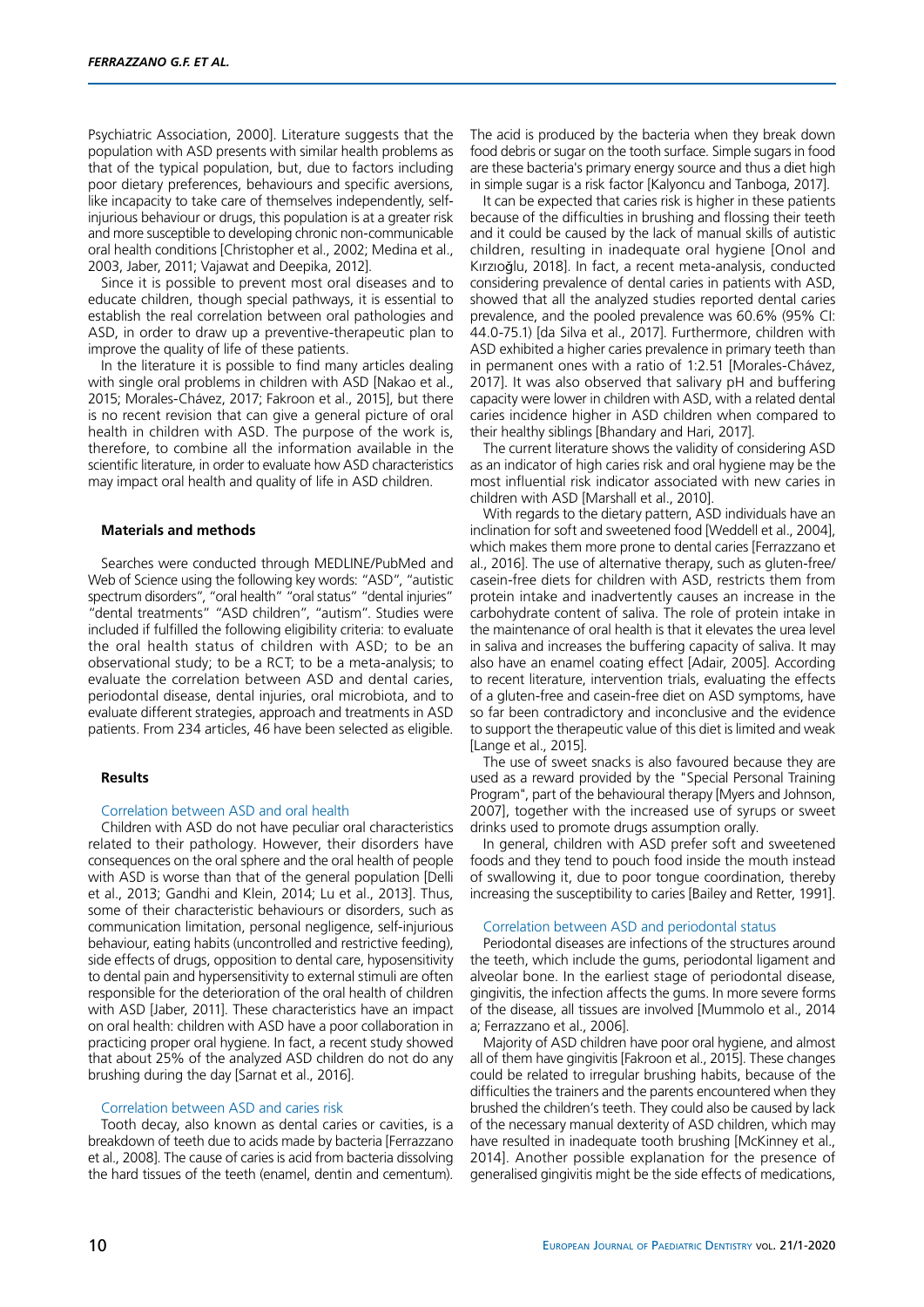Psychiatric Association, 2000]. Literature suggests that the population with ASD presents with similar health problems as that of the typical population, but, due to factors including poor dietary preferences, behaviours and specific aversions, like incapacity to take care of themselves independently, self-injurious behaviour or drugs, this population is at a greater risk and more susceptible to developing chronic non-communicable oral health conditions [Christopher et al., 2002; Medina et al., 2003, Jaber, 2011; Vajawat and Deepika, 2012].

Since it is possible to prevent most oral diseases and to educate children, though special pathways, it is essential to establish the real correlation between oral pathologies and ASD, in order to draw up a preventive-therapeutic plan to improve the quality of life of these patients.

In the literature it is possible to find many articles dealing with single oral problems in children with ASD [Nakao et al., 2015; Morales-Chávez, 2017; Fakroon et al., 2015], but there is no recent revision that can give a general picture of oral health in children with ASD. The purpose of the work is, therefore, to combine all the information available in the scientific literature, in order to evaluate how ASD characteristics may impact oral health and quality of life in ASD children.

## Materials and methods

Searches were conducted through MEDLINE/PubMed and Web of Science using the following key words: "ASD", "autistic spectrum disorders", "oral health" "oral status" "dental injuries" "dental treatments" "ASD children", "autism". Studies were included if fulfilled the following eligibility criteria: to evaluate the oral health status of children with ASD; to be an observational study; to be a RCT; to be a meta-analysis; to evaluate the correlation between ASD and dental caries, periodontal disease, dental injuries, oral microbiota, and to evaluate different strategies, approach and treatments in ASD patients. From 234 articles, 46 have been selected as eligible.

## Results

### Correlation between ASD and oral health

Children with ASD do not have peculiar oral characteristics related to their pathology. However, their disorders have consequences on the oral sphere and the oral health of people with ASD is worse than that of the general population [Delli et al., 2013; Gandhi and Klein, 2014; Lu et al., 2013]. Thus, some of their characteristic behaviours or disorders, such as communication limitation, personal negligence, self-injurious behaviour, eating habits (uncontrolled and restrictive feeding), side effects of drugs, opposition to dental care, hyposensitivity to dental pain and hypersensitivity to external stimuli are often responsible for the deterioration of the oral health of children with ASD [Jaber, 2011]. These characteristics have an impact on oral health: children with ASD have a poor collaboration in practicing proper oral hygiene. In fact, a recent study showed that about 25% of the analyzed ASD children do not do any brushing during the day [Sarnat et al., 2016].

### Correlation between ASD and caries risk

Tooth decay, also known as dental caries or cavities, is a breakdown of teeth due to acids made by bacteria [Ferrazzano et al., 2008]. The cause of caries is acid from bacteria dissolving the hard tissues of the teeth (enamel, dentin and cementum). The acid is produced by the bacteria when they break down food debris or sugar on the tooth surface. Simple sugars in food are these bacteria's primary energy source and thus a diet high in simple sugar is a risk factor [Kalyoncu and Tanboga, 2017].

It can be expected that caries risk is higher in these patients because of the difficulties in brushing and flossing their teeth and it could be caused by the lack of manual skills of autistic children, resulting in inadequate oral hygiene [Onol and Kırzıoğlu, 2018]. In fact, a recent meta-analysis, conducted considering prevalence of dental caries in patients with ASD, showed that all the analyzed studies reported dental caries prevalence, and the pooled prevalence was 60.6% (95% CI: 44.0-75.1) [da Silva et al., 2017]. Furthermore, children with ASD exhibited a higher caries prevalence in primary teeth than in permanent ones with a ratio of 1:2.51 [Morales-Chávez, 2017]. It was also observed that salivary pH and buffering capacity were lower in children with ASD, with a related dental caries incidence higher in ASD children when compared to their healthy siblings [Bhandary and Hari, 2017].

The current literature shows the validity of considering ASD as an indicator of high caries risk and oral hygiene may be the most influential risk indicator associated with new caries in children with ASD [Marshall et al., 2010].

With regards to the dietary pattern, ASD individuals have an inclination for soft and sweetened food [Weddell et al., 2004], which makes them more prone to dental caries [Ferrazzano et al., 2016]. The use of alternative therapy, such as gluten-free/casein-free diets for children with ASD, restricts them from protein intake and inadvertently causes an increase in the carbohydrate content of saliva. The role of protein intake in the maintenance of oral health is that it elevates the urea level in saliva and increases the buffering capacity of saliva. It may also have an enamel coating effect [Adair, 2005]. According to recent literature, intervention trials, evaluating the effects of a gluten-free and casein-free diet on ASD symptoms, have so far been contradictory and inconclusive and the evidence to support the therapeutic value of this diet is limited and weak [Lange et al., 2015].

The use of sweet snacks is also favoured because they are used as a reward provided by the "Special Personal Training Program", part of the behavioural therapy [Myers and Johnson, 2007], together with the increased use of syrups or sweet drinks used to promote drugs assumption orally.

In general, children with ASD prefer soft and sweetened foods and they tend to pouch food inside the mouth instead of swallowing it, due to poor tongue coordination, thereby increasing the susceptibility to caries [Bailey and Retter, 1991].

### Correlation between ASD and periodontal status

Periodontal diseases are infections of the structures around the teeth, which include the gums, periodontal ligament and alveolar bone. In the earliest stage of periodontal disease, gingivitis, the infection affects the gums. In more severe forms of the disease, all tissues are involved [Mummolo et al., 2014 a; Ferrazzano et al., 2006].

Majority of ASD children have poor oral hygiene, and almost all of them have gingivitis [Fakroon et al., 2015]. These changes could be related to irregular brushing habits, because of the difficulties the trainers and the parents encountered when they brushed the children's teeth. They could also be caused by lack of the necessary manual dexterity of ASD children, which may have resulted in inadequate tooth brushing [McKinney et al., 2014]. Another possible explanation for the presence of generalised gingivitis might be the side effects of medications,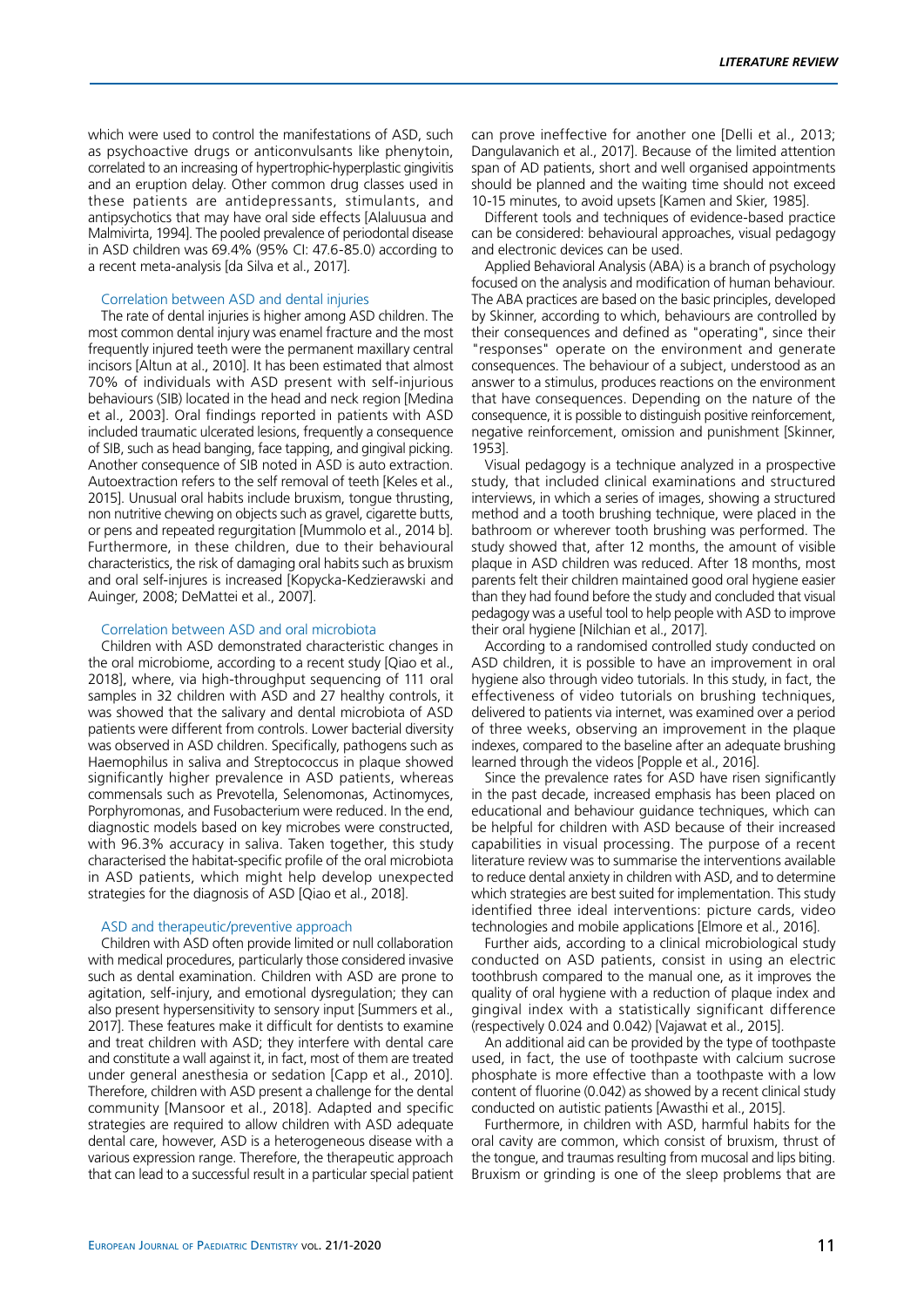which were used to control the manifestations of ASD, such as psychoactive drugs or anticonvulsants like phenytoin, correlated to an increasing of hypertrophic-hyperplastic gingivitis and an eruption delay. Other common drug classes used in these patients are antidepressants, stimulants, and antipsychotics that may have oral side effects [Alaluusua and Malmivirta, 1994]. The pooled prevalence of periodontal disease in ASD children was 69.4% (95% CI: 47.6-85.0) according to a recent meta-analysis [da Silva et al., 2017].

### Correlation between ASD and dental injuries

The rate of dental injuries is higher among ASD children. The most common dental injury was enamel fracture and the most frequently injured teeth were the permanent maxillary central incisors [Altun at al., 2010]. It has been estimated that almost 70% of individuals with ASD present with self-injurious behaviours (SIB) located in the head and neck region [Medina et al., 2003]. Oral findings reported in patients with ASD included traumatic ulcerated lesions, frequently a consequence of SIB, such as head banging, face tapping, and gingival picking. Another consequence of SIB noted in ASD is auto extraction. Autoextraction refers to the self removal of teeth [Keles et al., 2015]. Unusual oral habits include bruxism, tongue thrusting, non nutritive chewing on objects such as gravel, cigarette butts, or pens and repeated regurgitation [Mummolo et al., 2014 b]. Furthermore, in these children, due to their behavioural characteristics, the risk of damaging oral habits such as bruxism and oral self-injures is increased [Kopycka-Kedzierawski and Auinger, 2008; DeMattei et al., 2007].

### Correlation between ASD and oral microbiota

Children with ASD demonstrated characteristic changes in the oral microbiome, according to a recent study [Qiao et al., 2018], where, via high-throughput sequencing of 111 oral samples in 32 children with ASD and 27 healthy controls, it was showed that the salivary and dental microbiota of ASD patients were different from controls. Lower bacterial diversity was observed in ASD children. Specifically, pathogens such as Haemophilus in saliva and Streptococcus in plaque showed significantly higher prevalence in ASD patients, whereas commensals such as Prevotella, Selenomonas, Actinomyces, Porphyromonas, and Fusobacterium were reduced. In the end, diagnostic models based on key microbes were constructed, with 96.3% accuracy in saliva. Taken together, this study characterised the habitat-specific profile of the oral microbiota in ASD patients, which might help develop unexpected strategies for the diagnosis of ASD [Qiao et al., 2018].

### ASD and therapeutic/preventive approach

Children with ASD often provide limited or null collaboration with medical procedures, particularly those considered invasive such as dental examination. Children with ASD are prone to agitation, self-injury, and emotional dysregulation; they can also present hypersensitivity to sensory input [Summers et al., 2017]. These features make it difficult for dentists to examine and treat children with ASD; they interfere with dental care and constitute a wall against it, in fact, most of them are treated under general anesthesia or sedation [Capp et al., 2010]. Therefore, children with ASD present a challenge for the dental community [Mansoor et al., 2018]. Adapted and specific strategies are required to allow children with ASD adequate dental care, however, ASD is a heterogeneous disease with a various expression range. Therefore, the therapeutic approach that can lead to a successful result in a particular special patient can prove ineffective for another one [Delli et al., 2013; Dangulavanich et al., 2017]. Because of the limited attention span of AD patients, short and well organised appointments should be planned and the waiting time should not exceed 10-15 minutes, to avoid upsets [Kamen and Skier, 1985].

Different tools and techniques of evidence-based practice can be considered: behavioural approaches, visual pedagogy and electronic devices can be used.

Applied Behavioral Analysis (ABA) is a branch of psychology focused on the analysis and modification of human behaviour. The ABA practices are based on the basic principles, developed by Skinner, according to which, behaviours are controlled by their consequences and defined as "operating", since their "responses" operate on the environment and generate consequences. The behaviour of a subject, understood as an answer to a stimulus, produces reactions on the environment that have consequences. Depending on the nature of the consequence, it is possible to distinguish positive reinforcement, negative reinforcement, omission and punishment [Skinner, 1953].

Visual pedagogy is a technique analyzed in a prospective study, that included clinical examinations and structured interviews, in which a series of images, showing a structured method and a tooth brushing technique, were placed in the bathroom or wherever tooth brushing was performed. The study showed that, after 12 months, the amount of visible plaque in ASD children was reduced. After 18 months, most parents felt their children maintained good oral hygiene easier than they had found before the study and concluded that visual pedagogy was a useful tool to help people with ASD to improve their oral hygiene [Nilchian et al., 2017].

According to a randomised controlled study conducted on ASD children, it is possible to have an improvement in oral hygiene also through video tutorials. In this study, in fact, the effectiveness of video tutorials on brushing techniques, delivered to patients via internet, was examined over a period of three weeks, observing an improvement in the plaque indexes, compared to the baseline after an adequate brushing learned through the videos [Popple et al., 2016].

Since the prevalence rates for ASD have risen significantly in the past decade, increased emphasis has been placed on educational and behaviour guidance techniques, which can be helpful for children with ASD because of their increased capabilities in visual processing. The purpose of a recent literature review was to summarise the interventions available to reduce dental anxiety in children with ASD, and to determine which strategies are best suited for implementation. This study identified three ideal interventions: picture cards, video technologies and mobile applications [Elmore et al., 2016].

Further aids, according to a clinical microbiological study conducted on ASD patients, consist in using an electric toothbrush compared to the manual one, as it improves the quality of oral hygiene with a reduction of plaque index and gingival index with a statistically significant difference (respectively 0.024 and 0.042) [Vajawat et al., 2015].

An additional aid can be provided by the type of toothpaste used, in fact, the use of toothpaste with calcium sucrose phosphate is more effective than a toothpaste with a low content of fluorine (0.042) as showed by a recent clinical study conducted on autistic patients [Awasthi et al., 2015].

Furthermore, in children with ASD, harmful habits for the oral cavity are common, which consist of bruxism, thrust of the tongue, and traumas resulting from mucosal and lips biting. Bruxism or grinding is one of the sleep problems that are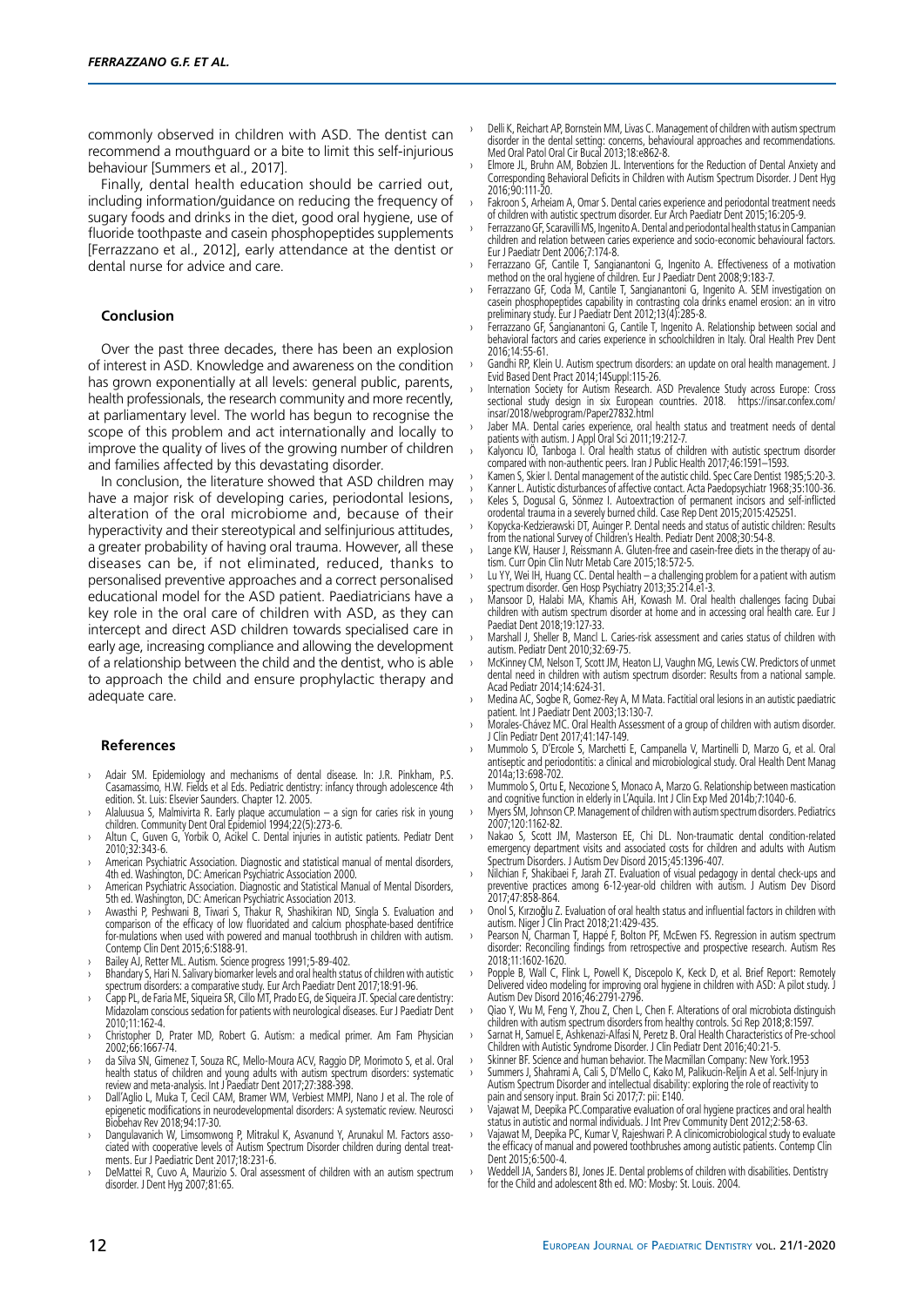commonly observed in children with ASD. The dentist can recommend a mouthguard or a bite to limit this self-injurious behaviour [Summers et al., 2017].

Finally, dental health education should be carried out, including information/guidance on reducing the frequency of sugary foods and drinks in the diet, good oral hygiene, use of fluoride toothpaste and casein phosphopeptides supplements [Ferrazzano et al., 2012], early attendance at the dentist or dental nurse for advice and care.

## Conclusion

Over the past three decades, there has been an explosion of interest in ASD. Knowledge and awareness on the condition has grown exponentially at all levels: general public, parents, health professionals, the research community and more recently, at parliamentary level. The world has begun to recognise the scope of this problem and act internationally and locally to improve the quality of lives of the growing number of children and families affected by this devastating disorder.

In conclusion, the literature showed that ASD children may have a major risk of developing caries, periodontal lesions, alteration of the oral microbiome and, because of their hyperactivity and their stereotypical and selfinjurious attitudes, a greater probability of having oral trauma. However, all these diseases can be, if not eliminated, reduced, thanks to personalised preventive approaches and a correct personalised educational model for the ASD patient. Paediatricians have a key role in the oral care of children with ASD, as they can intercept and direct ASD children towards specialised care in early age, increasing compliance and allowing the development of a relationship between the child and the dentist, who is able to approach the child and ensure prophylactic therapy and adequate care.

## References

- Adair SM. Epidemiology and mechanisms of dental disease. In: J.R. Pinkham, P.S. Casamassimo, H.W. Fields et al Eds. Pediatric dentistry: infancy through adolescence 4th edition. St. Luis: Elsevier Saunders. Chapter 12. 2005.
- Alaluusua S, Malmivirta R. Early plaque accumulation – a sign for caries risk in young children. Community Dent Oral Epidemiol 1994;22(5):273-6.
- Altun C, Guven G, Yorbik O, Acikel C. Dental injuries in autistic patients. Pediatr Dent 2010;32:343-6.
- American Psychiatric Association. Diagnostic and statistical manual of mental disorders, 4th ed. Washington, DC: American Psychiatric Association 2000.
- American Psychiatric Association. Diagnostic and Statistical Manual of Mental Disorders, 5th ed. Washington, DC: American Psychiatric Association 2013.
- Awasthi P, Peshwani B, Tiwari S, Thakur R, Shashikiran ND, Singla S. Evaluation and comparison of the efficacy of low fluoridated and calcium phosphate-based dentifrice for-mulations when used with powered and manual toothbrush in children with autism. Contemp Clin Dent 2015;6:S188-91.
- Bailey AJ, Retter ML. Autism. Science progress 1991;5-89-402.
- Bhandary S, Hari N. Salivary biomarker levels and oral health status of children with autistic spectrum disorders: a comparative study. Eur Arch Paediatr Dent 2017;18:91-96.
- Capp PL, de Faria ME, Siqueira SR, Cillo MT, Prado EG, de Siqueira JT. Special care dentistry: Midazolam conscious sedation for patients with neurological diseases. Eur J Paediatr Dent 2010;11:162-4.
- Christopher D, Prater MD, Robert G. Autism: a medical primer. Am Fam Physician 2002;66:1667-74.
- da Silva SN, Gimenez T, Souza RC, Mello-Moura ACV, Raggio DP, Morimoto S, et al. Oral health status of children and young adults with autism spectrum disorders: systematic review and meta-analysis. Int J Paediatr Dent 2017;27:388-398.
- Dall'Aglio L, Muka T, Cecil CAM, Bramer WM, Verbiest MMPJ, Nano J et al. The role of epigenetic modifications in neurodevelopmental disorders: A systematic review. Neurosci Biobehav Rev 2018;94:17-30.
- Dangulavanich W, Limsomwong P, Mitrakul K, Asvanund Y, Arunakul M. Factors associated with cooperative levels of Autism Spectrum Disorder children during dental treatments. Eur J Paediatric Dent 2017;18:231-6.
- DeMattei R, Cuvo A, Maurizio S. Oral assessment of children with an autism spectrum disorder. J Dent Hyg 2007;81:65.
- Delli K, Reichart AP, Bornstein MM, Livas C. Management of children with autism spectrum disorder in the dental setting: concerns, behavioural approaches and recommendations. Med Oral Patol Oral Cir Bucal 2013;18:e862-8.
- Elmore JL, Bruhn AM, Bobzien JL. Interventions for the Reduction of Dental Anxiety and Corresponding Behavioral Deficits in Children with Autism Spectrum Disorder. J Dent Hyg 2016;90:111-20.
- Fakroon S, Arheiam A, Omar S. Dental caries experience and periodontal treatment needs of children with autistic spectrum disorder. Eur Arch Paediatr Dent 2015;16:205-9.
- Ferrazzano GF, Scaravilli MS, Ingenito A. Dental and periodontal health status in Campanian children and relation between caries experience and socio-economic behavioural factors. Eur J Paediatr Dent 2006;7:174-8.
- Ferrazzano GF, Cantile T, Sangianantoni G, Ingenito A. Effectiveness of a motivation method on the oral hygiene of children. Eur J Paediatr Dent 2008;9:183-7.
- Ferrazzano GF, Coda M, Cantile T, Sangianantoni G, Ingenito A. SEM investigation on casein phosphopeptides capability in contrasting cola drinks enamel erosion: an in vitro preliminary study. Eur J Paediatr Dent 2012;13(4):285-8.
- Ferrazzano GF, Sangianantoni G, Cantile T, Ingenito A. Relationship between social and behavioral factors and caries experience in schoolchildren in Italy. Oral Health Prev Dent 2016;14:55-61.
- Gandhi RP, Klein U. Autism spectrum disorders: an update on oral health management. J Evid Based Dent Pract 2014;14Suppl:115-26.
- Internation Society for Autism Research. ASD Prevalence Study across Europe: Cross sectional study design in six European countries. 2018. https://insar.confex.com/insar/2018/webprogram/Paper27832.html
- Jaber MA. Dental caries experience, oral health status and treatment needs of dental patients with autism. J Appl Oral Sci 2011;19:212-7.
- Kalyoncu IÖ, Tanboga I. Oral health status of children with autistic spectrum disorder compared with non-authentic peers. Iran J Public Health 2017;46:1591–1593.
- Kamen S, Skier I. Dental management of the autistic child. Spec Care Dentist 1985;5:20-3.
- Kanner L. Autistic disturbances of affective contact. Acta Paedopsychiatr 1968;35:100-36.
- Keles S, Dogusal G, Sönmez I. Autoextraction of permanent incisors and self-inflicted orodental trauma in a severely burned child. Case Rep Dent 2015;2015:425251.
- Kopycka-Kedzierawski DT, Auinger P. Dental needs and status of autistic children: Results from the national Survey of Children's Health. Pediatr Dent 2008;30:54-8.
- Lange KW, Hauser J, Reissmann A. Gluten-free and casein-free diets in the therapy of autism. Curr Opin Clin Nutr Metab Care 2015;18:572-5.
- Lu YY, Wei IH, Huang CC. Dental health – a challenging problem for a patient with autism spectrum disorder. Gen Hosp Psychiatry 2013;35:214.e1-3.
- Mansoor D, Halabi MA, Khamis AH, Kowash M. Oral health challenges facing Dubai children with autism spectrum disorder at home and in accessing oral health care. Eur J Paediat Dent 2018;19:127-33.
- Marshall J, Sheller B, Mancl L. Caries-risk assessment and caries status of children with autism. Pediatr Dent 2010;32:69-75.
- McKinney CM, Nelson T, Scott JM, Heaton LJ, Vaughn MG, Lewis CW. Predictors of unmet dental need in children with autism spectrum disorder: Results from a national sample. Acad Pediatr 2014;14:624-31.
- Medina AC, Sogbe R, Gomez-Rey A, M Mata. Factitial oral lesions in an autistic paediatric patient. Int J Paediatr Dent 2003;13:130-7.
- Morales-Chávez MC. Oral Health Assessment of a group of children with autism disorder. J Clin Pediatr Dent 2017;41:147-149.
- Mummolo S, D'Ercole S, Marchetti E, Campanella V, Martinelli D, Marzo G, et al. Oral antiseptic and periodontitis: a clinical and microbiological study. Oral Health Dent Manag 2014a;13:698-702.
- Mummolo S, Ortu E, Necozione S, Monaco A, Marzo G. Relationship between mastication and cognitive function in elderly in L'Aquila. Int J Clin Exp Med 2014b;7:1040-6.
- Myers SM, Johnson CP. Management of children with autism spectrum disorders. Pediatrics 2007;120:1162-82.
- Nakao S, Scott JM, Masterson EE, Chi DL. Non-traumatic dental condition-related emergency department visits and associated costs for children and adults with Autism Spectrum Disorders. J Autism Dev Disord 2015;45:1396-407.
- Nilchian F, Shakibaei F, Jarah ZT. Evaluation of visual pedagogy in dental check-ups and preventive practices among 6-12-year-old children with autism. J Autism Dev Disord 2017;47:858-864.
- Onol S, Kırzıoğlu Z. Evaluation of oral health status and influential factors in children with autism. Niger J Clin Pract 2018;21:429-435.
- Pearson N, Charman T, Happé F, Bolton PF, McEwen FS. Regression in autism spectrum disorder: Reconciling findings from retrospective and prospective research. Autism Res 2018;11:1602-1620.
- Popple B, Wall C, Flink L, Powell K, Discepolo K, Keck D, et al. Brief Report: Remotely Delivered video modeling for improving oral hygiene in children with ASD: A pilot study. J Autism Dev Disord 2016;46:2791-2796.
- Qiao Y, Wu M, Feng Y, Zhou Z, Chen L, Chen F. Alterations of oral microbiota distinguish children with autism spectrum disorders from healthy controls. Sci Rep 2018;8:1597.
- Sarnat H, Samuel E, Ashkenazi-Alfasi N, Peretz B. Oral Health Characteristics of Pre-school Children with Autistic Syndrome Disorder. J Clin Pediatr Dent 2016;40:21-5.
- Skinner BF. Science and human behavior. The Macmillan Company: New York.1953
- Summers J, Shahrami A, Cali S, D'Mello C, Kako M, Palikucin-Reljin A et al. Self-Injury in Autism Spectrum Disorder and intellectual disability: exploring the role of reactivity to pain and sensory input. Brain Sci 2017;7: pii: E140.
- Vajawat M, Deepika PC.Comparative evaluation of oral hygiene practices and oral health status in autistic and normal individuals. J Int Prev Community Dent 2012;2:58-63.
- Vajawat M, Deepika PC, Kumar V, Rajeshwari P. A clinicomicrobiological study to evaluate the efficacy of manual and powered toothbrushes among autistic patients. Contemp Clin Dent 2015;6:500-4.
- Weddell JA, Sanders BJ, Jones JE. Dental problems of children with disabilities. Dentistry for the Child and adolescent 8th ed. MO: Mosby: St. Louis. 2004.